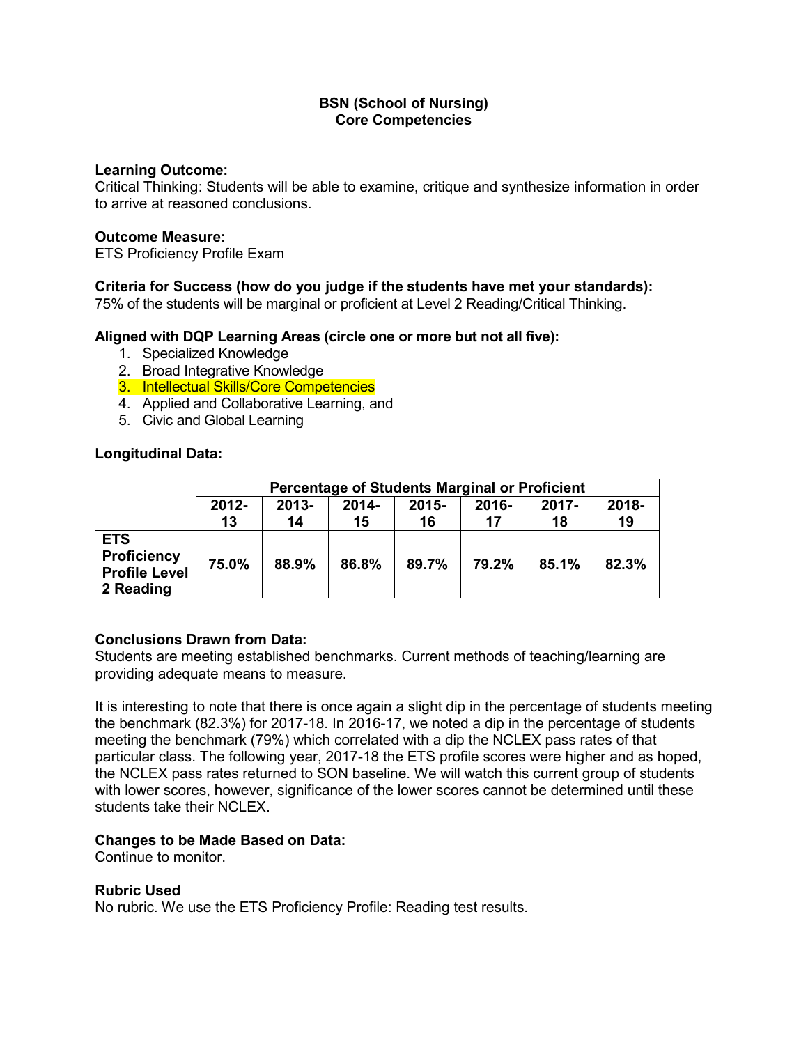**BSN (School of Nursing)**
**Core Competencies**

**Learning Outcome:**
Critical Thinking: Students will be able to examine, critique and synthesize information in order to arrive at reasoned conclusions.

**Outcome Measure:**
ETS Proficiency Profile Exam

**Criteria for Success (how do you judge if the students have met your standards):**
75% of the students will be marginal or proficient at Level 2 Reading/Critical Thinking.

**Aligned with DQP Learning Areas (circle one or more but not all five):**

1. Specialized Knowledge
2. Broad Integrative Knowledge
3. Intellectual Skills/Core Competencies
4. Applied and Collaborative Learning, and
5. Civic and Global Learning

**Longitudinal Data:**

| | **Percentage of Students Marginal or Proficient** | | | | | | |
|---|---|---|---|---|---|---|---|
| | **2012-13** | **2013-14** | **2014-15** | **2015-16** | **2016-17** | **2017-18** | **2018-19** |
| **ETS Proficiency Profile Level 2 Reading** | **75.0%** | **88.9%** | **86.8%** | **89.7%** | **79.2%** | **85.1%** | **82.3%** |

**Conclusions Drawn from Data:**
Students are meeting established benchmarks. Current methods of teaching/learning are providing adequate means to measure.

It is interesting to note that there is once again a slight dip in the percentage of students meeting the benchmark (82.3%) for 2017-18. In 2016-17, we noted a dip in the percentage of students meeting the benchmark (79%) which correlated with a dip the NCLEX pass rates of that particular class. The following year, 2017-18 the ETS profile scores were higher and as hoped, the NCLEX pass rates returned to SON baseline. We will watch this current group of students with lower scores, however, significance of the lower scores cannot be determined until these students take their NCLEX.

**Changes to be Made Based on Data:**
Continue to monitor.

**Rubric Used**
No rubric. We use the ETS Proficiency Profile: Reading test results.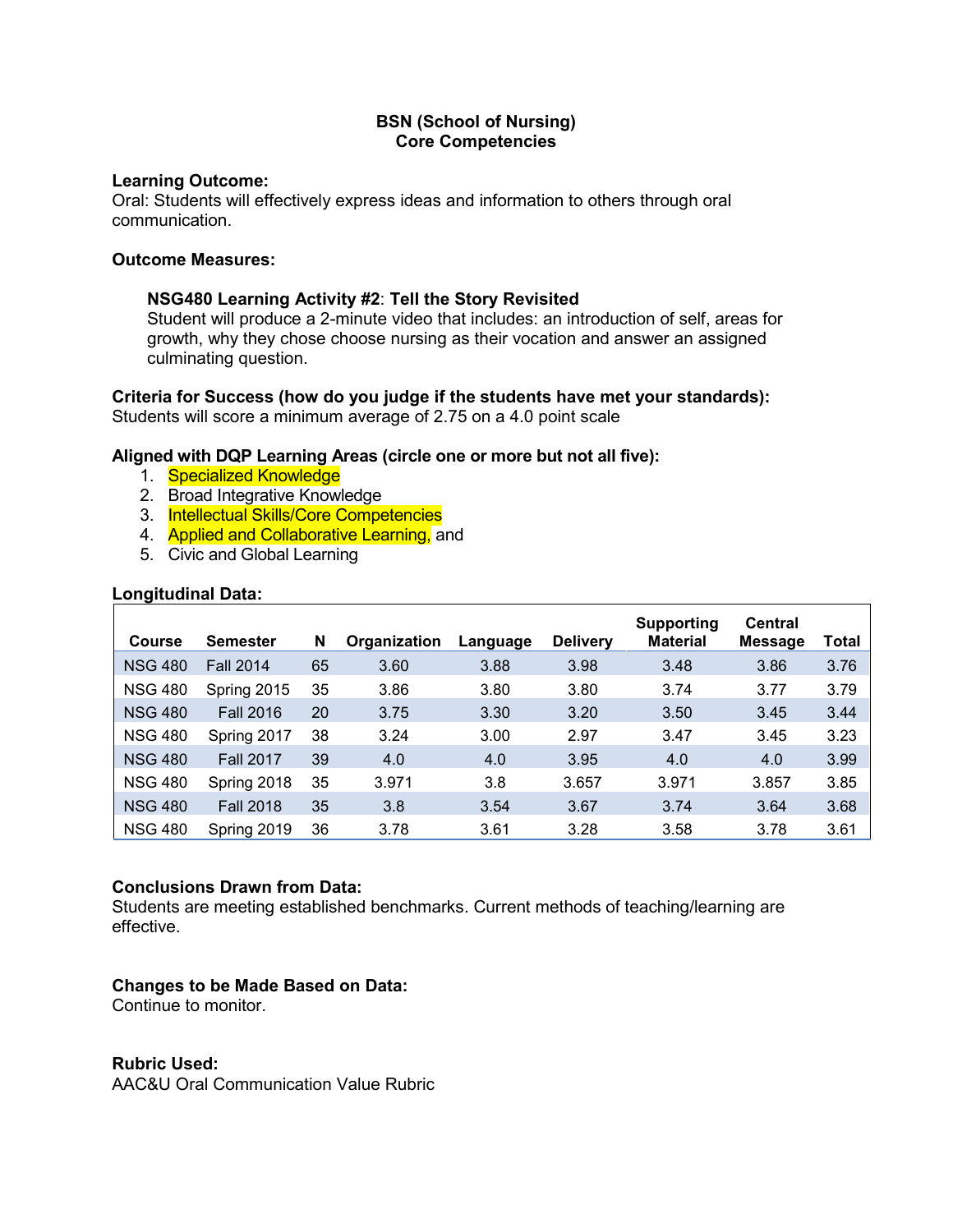**BSN (School of Nursing)**
**Core Competencies**

**Learning Outcome:**
Oral: Students will effectively express ideas and information to others through oral communication.

**Outcome Measures:**

**NSG480 Learning Activity #2**: **Tell the Story Revisited**
Student will produce a 2-minute video that includes: an introduction of self, areas for growth, why they chose choose nursing as their vocation and answer an assigned culminating question.

**Criteria for Success (how do you judge if the students have met your standards):**
Students will score a minimum average of 2.75 on a 4.0 point scale

**Aligned with DQP Learning Areas (circle one or more but not all five):**

1. Specialized Knowledge
2. Broad Integrative Knowledge
3. Intellectual Skills/Core Competencies
4. Applied and Collaborative Learning, and
5. Civic and Global Learning

**Longitudinal Data:**

| Course | Semester | N | Organization | Language | Delivery | Supporting Material | Central Message | Total |
|---|---|---|---|---|---|---|---|---|
| NSG 480 | Fall 2014 | 65 | 3.60 | 3.88 | 3.98 | 3.48 | 3.86 | 3.76 |
| NSG 480 | Spring 2015 | 35 | 3.86 | 3.80 | 3.80 | 3.74 | 3.77 | 3.79 |
| NSG 480 | Fall 2016 | 20 | 3.75 | 3.30 | 3.20 | 3.50 | 3.45 | 3.44 |
| NSG 480 | Spring 2017 | 38 | 3.24 | 3.00 | 2.97 | 3.47 | 3.45 | 3.23 |
| NSG 480 | Fall 2017 | 39 | 4.0 | 4.0 | 3.95 | 4.0 | 4.0 | 3.99 |
| NSG 480 | Spring 2018 | 35 | 3.971 | 3.8 | 3.657 | 3.971 | 3.857 | 3.85 |
| NSG 480 | Fall 2018 | 35 | 3.8 | 3.54 | 3.67 | 3.74 | 3.64 | 3.68 |
| NSG 480 | Spring 2019 | 36 | 3.78 | 3.61 | 3.28 | 3.58 | 3.78 | 3.61 |

**Conclusions Drawn from Data:**
Students are meeting established benchmarks. Current methods of teaching/learning are effective.

**Changes to be Made Based on Data:**
Continue to monitor.

**Rubric Used:**
AAC&U Oral Communication Value Rubric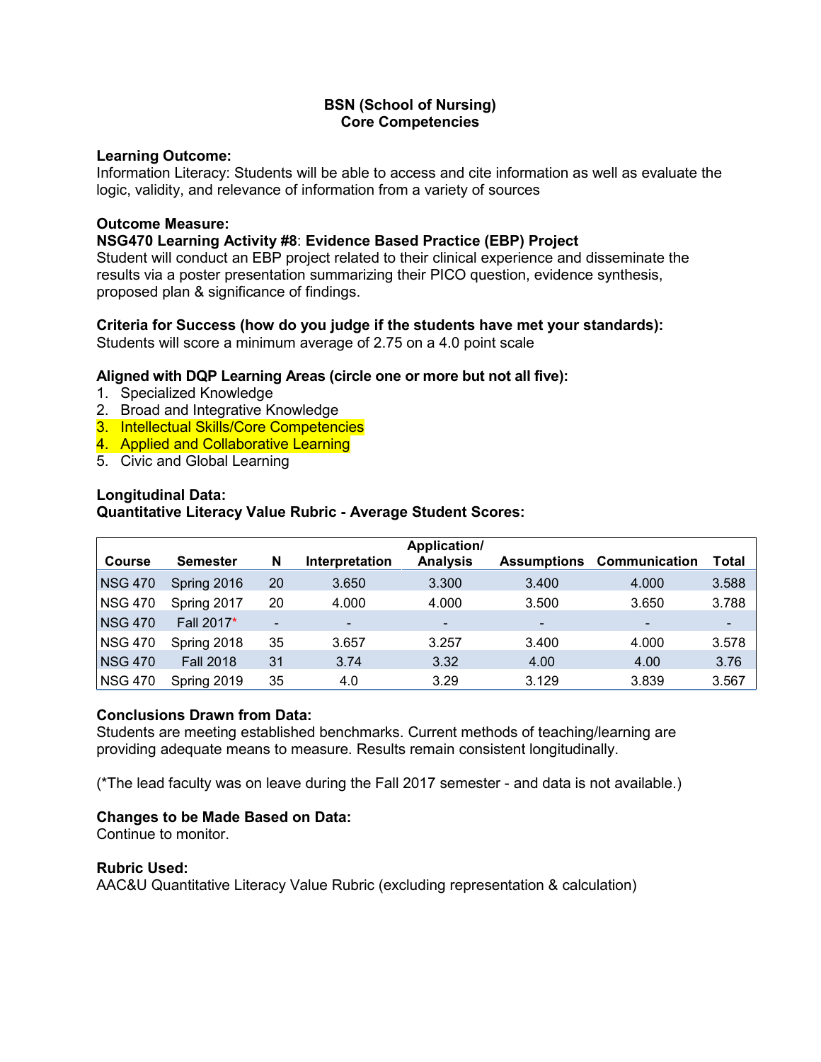**BSN (School of Nursing)**
**Core Competencies**

**Learning Outcome:**
Information Literacy: Students will be able to access and cite information as well as evaluate the logic, validity, and relevance of information from a variety of sources

**Outcome Measure:**
**NSG470 Learning Activity #8**: **Evidence Based Practice (EBP) Project**
Student will conduct an EBP project related to their clinical experience and disseminate the results via a poster presentation summarizing their PICO question, evidence synthesis, proposed plan & significance of findings.

**Criteria for Success (how do you judge if the students have met your standards):**
Students will score a minimum average of 2.75 on a 4.0 point scale

**Aligned with DQP Learning Areas (circle one or more but not all five):**

1. Specialized Knowledge
2. Broad and Integrative Knowledge
3. Intellectual Skills/Core Competencies
4. Applied and Collaborative Learning
5. Civic and Global Learning

**Longitudinal Data:**
**Quantitative Literacy Value Rubric - Average Student Scores:**

| Course | Semester | N | Interpretation | Application/ Analysis | Assumptions | Communication | Total |
|---|---|---|---|---|---|---|---|
| NSG 470 | Spring 2016 | 20 | 3.650 | 3.300 | 3.400 | 4.000 | 3.588 |
| NSG 470 | Spring 2017 | 20 | 4.000 | 4.000 | 3.500 | 3.650 | 3.788 |
| NSG 470 | Fall 2017* | - | - | - | - | - | - |
| NSG 470 | Spring 2018 | 35 | 3.657 | 3.257 | 3.400 | 4.000 | 3.578 |
| NSG 470 | Fall 2018 | 31 | 3.74 | 3.32 | 4.00 | 4.00 | 3.76 |
| NSG 470 | Spring 2019 | 35 | 4.0 | 3.29 | 3.129 | 3.839 | 3.567 |

**Conclusions Drawn from Data:**
Students are meeting established benchmarks. Current methods of teaching/learning are providing adequate means to measure. Results remain consistent longitudinally.

(*The lead faculty was on leave during the Fall 2017 semester - and data is not available.)

**Changes to be Made Based on Data:**
Continue to monitor.

**Rubric Used:**
AAC&U Quantitative Literacy Value Rubric (excluding representation & calculation)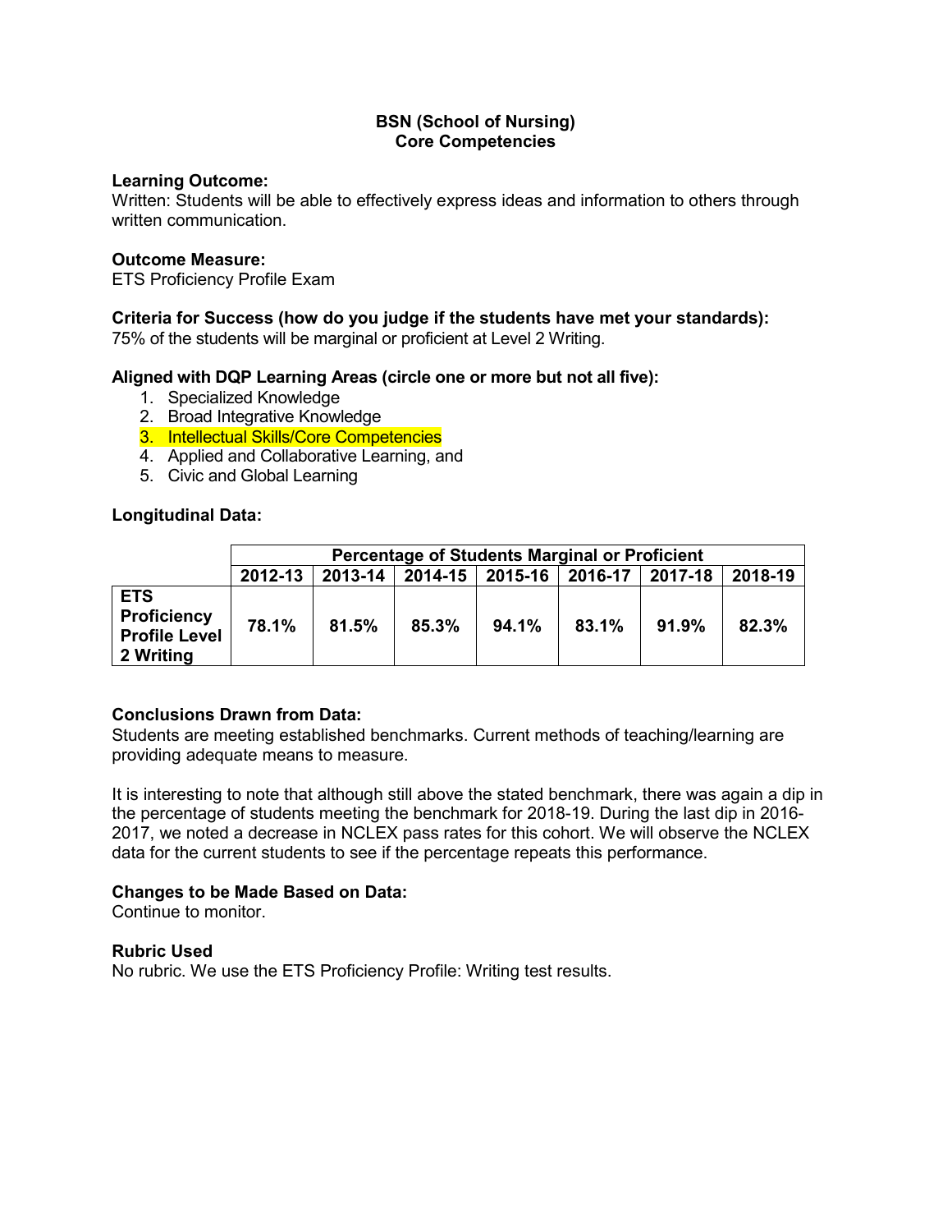**BSN (School of Nursing)**
**Core Competencies**

**Learning Outcome:**
Written: Students will be able to effectively express ideas and information to others through written communication.

**Outcome Measure:**
ETS Proficiency Profile Exam

**Criteria for Success (how do you judge if the students have met your standards):**
75% of the students will be marginal or proficient at Level 2 Writing.

**Aligned with DQP Learning Areas (circle one or more but not all five):**

1. Specialized Knowledge
2. Broad Integrative Knowledge
3. Intellectual Skills/Core Competencies
4. Applied and Collaborative Learning, and
5. Civic and Global Learning

**Longitudinal Data:**

| | Percentage of Students Marginal or Proficient | | | | | | |
|---|---|---|---|---|---|---|---|
| | **2012-13** | **2013-14** | **2014-15** | **2015-16** | **2016-17** | **2017-18** | **2018-19** |
| **ETS Proficiency Profile Level 2 Writing** | **78.1%** | **81.5%** | **85.3%** | **94.1%** | **83.1%** | **91.9%** | **82.3%** |

**Conclusions Drawn from Data:**
Students are meeting established benchmarks. Current methods of teaching/learning are providing adequate means to measure.

It is interesting to note that although still above the stated benchmark, there was again a dip in the percentage of students meeting the benchmark for 2018-19. During the last dip in 2016-2017, we noted a decrease in NCLEX pass rates for this cohort. We will observe the NCLEX data for the current students to see if the percentage repeats this performance.

**Changes to be Made Based on Data:**
Continue to monitor.

**Rubric Used**
No rubric. We use the ETS Proficiency Profile: Writing test results.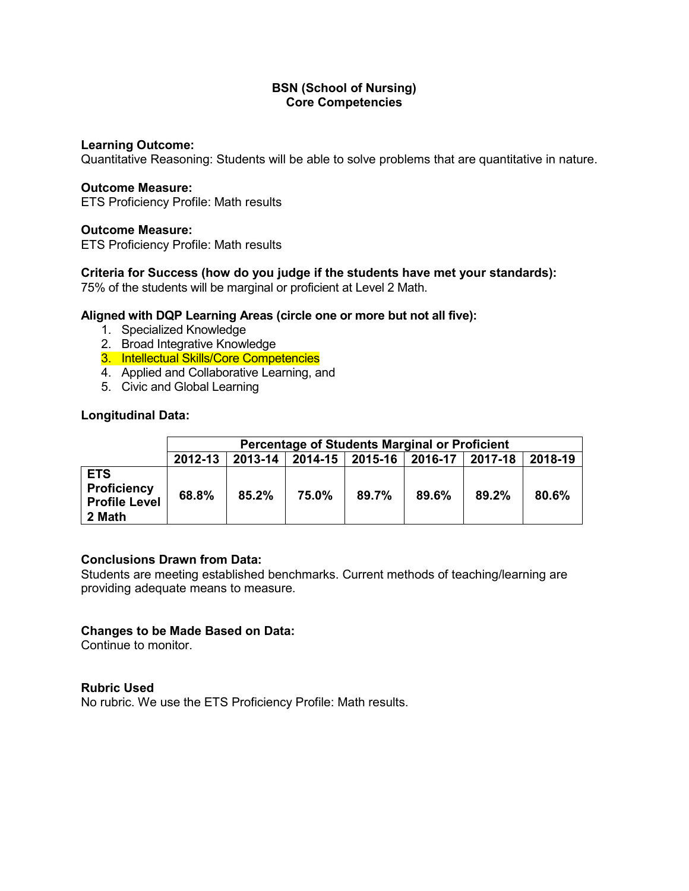**BSN (School of Nursing)**
**Core Competencies**

**Learning Outcome:**
Quantitative Reasoning: Students will be able to solve problems that are quantitative in nature.

**Outcome Measure:**
ETS Proficiency Profile: Math results

**Outcome Measure:**
ETS Proficiency Profile: Math results

**Criteria for Success (how do you judge if the students have met your standards):**
75% of the students will be marginal or proficient at Level 2 Math.

**Aligned with DQP Learning Areas (circle one or more but not all five):**

1. Specialized Knowledge
2. Broad Integrative Knowledge
3. Intellectual Skills/Core Competencies
4. Applied and Collaborative Learning, and
5. Civic and Global Learning

**Longitudinal Data:**

| | Percentage of Students Marginal or Proficient | | | | | | |
|---|---|---|---|---|---|---|---|
| | 2012-13 | 2013-14 | 2014-15 | 2015-16 | 2016-17 | 2017-18 | 2018-19 |
| **ETS Proficiency Profile Level 2 Math** | **68.8%** | **85.2%** | **75.0%** | **89.7%** | **89.6%** | **89.2%** | **80.6%** |

**Conclusions Drawn from Data:**
Students are meeting established benchmarks. Current methods of teaching/learning are providing adequate means to measure.

**Changes to be Made Based on Data:**
Continue to monitor.

**Rubric Used**
No rubric. We use the ETS Proficiency Profile: Math results.